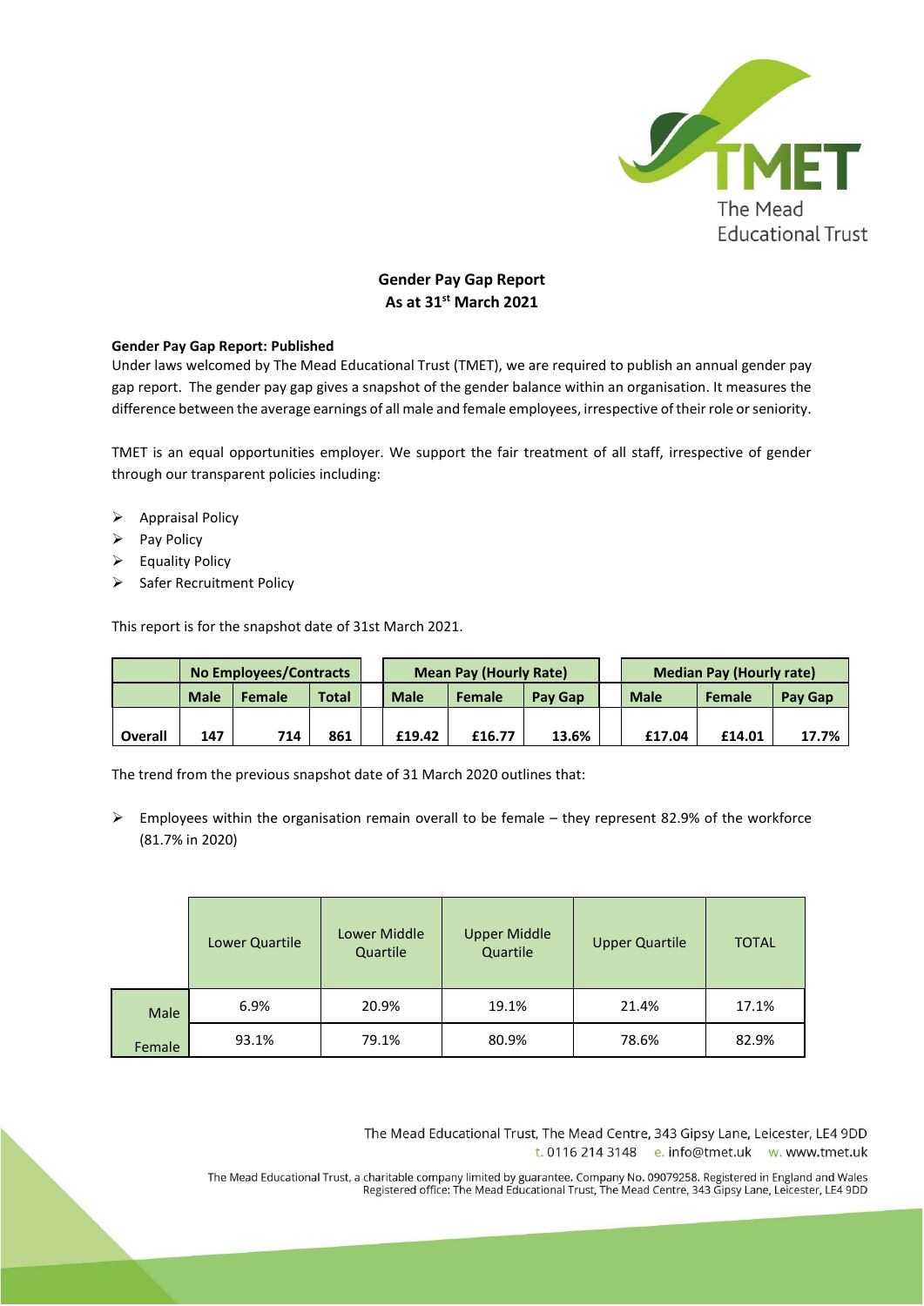## Gender Pay Gap Report
## As at 31st March 2021

**Gender Pay Gap Report: Published**

Under laws welcomed by The Mead Educational Trust (TMET), we are required to publish an annual gender pay gap report. The gender pay gap gives a snapshot of the gender balance within an organisation. It measures the difference between the average earnings of all male and female employees, irrespective of their role or seniority.

TMET is an equal opportunities employer. We support the fair treatment of all staff, irrespective of gender through our transparent policies including:

- Appraisal Policy
- Pay Policy
- Equality Policy
- Safer Recruitment Policy

This report is for the snapshot date of 31st March 2021.

| | No Employees/Contracts | | | Mean Pay (Hourly Rate) | | | Median Pay (Hourly rate) | | |
|---|---|---|---|---|---|---|---|---|---|
| | **Male** | **Female** | **Total** | **Male** | **Female** | **Pay Gap** | **Male** | **Female** | **Pay Gap** |
| **Overall** | **147** | **714** | **861** | **£19.42** | **£16.77** | **13.6%** | **£17.04** | **£14.01** | **17.7%** |

The trend from the previous snapshot date of 31 March 2020 outlines that:

- Employees within the organisation remain overall to be female – they represent 82.9% of the workforce (81.7% in 2020)

| | Lower Quartile | Lower Middle Quartile | Upper Middle Quartile | Upper Quartile | TOTAL |
|---|---|---|---|---|---|
| Male | 6.9% | 20.9% | 19.1% | 21.4% | 17.1% |
| Female | 93.1% | 79.1% | 80.9% | 78.6% | 82.9% |

The Mead Educational Trust, The Mead Centre, 343 Gipsy Lane, Leicester, LE4 9DD
t. 0116 214 3148 e. info@tmet.uk w. www.tmet.uk

The Mead Educational Trust, a charitable company limited by guarantee. Company No. 09079258. Registered in England and Wales
Registered office: The Mead Educational Trust, The Mead Centre, 343 Gipsy Lane, Leicester, LE4 9DD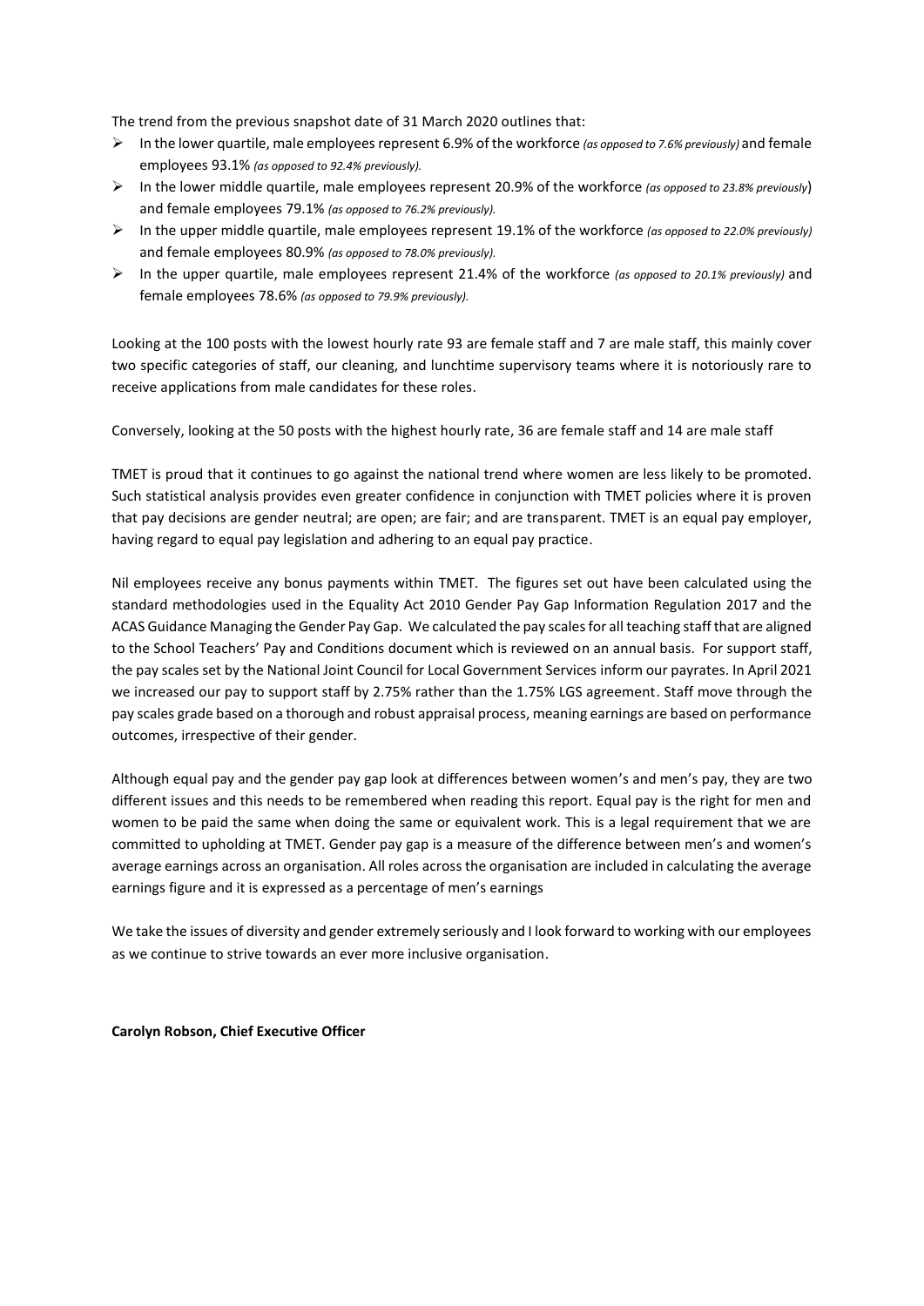The trend from the previous snapshot date of 31 March 2020 outlines that:

- In the lower quartile, male employees represent 6.9% of the workforce *(as opposed to 7.6% previously)* and female employees 93.1% *(as opposed to 92.4% previously).*
- In the lower middle quartile, male employees represent 20.9% of the workforce *(as opposed to 23.8% previously*) and female employees 79.1% *(as opposed to 76.2% previously).*
- In the upper middle quartile, male employees represent 19.1% of the workforce *(as opposed to 22.0% previously)* and female employees 80.9% *(as opposed to 78.0% previously).*
- In the upper quartile, male employees represent 21.4% of the workforce *(as opposed to 20.1% previously)* and female employees 78.6% *(as opposed to 79.9% previously).*

Looking at the 100 posts with the lowest hourly rate 93 are female staff and 7 are male staff, this mainly cover two specific categories of staff, our cleaning, and lunchtime supervisory teams where it is notoriously rare to receive applications from male candidates for these roles.

Conversely, looking at the 50 posts with the highest hourly rate, 36 are female staff and 14 are male staff

TMET is proud that it continues to go against the national trend where women are less likely to be promoted. Such statistical analysis provides even greater confidence in conjunction with TMET policies where it is proven that pay decisions are gender neutral; are open; are fair; and are transparent. TMET is an equal pay employer, having regard to equal pay legislation and adhering to an equal pay practice.

Nil employees receive any bonus payments within TMET. The figures set out have been calculated using the standard methodologies used in the Equality Act 2010 Gender Pay Gap Information Regulation 2017 and the ACAS Guidance Managing the Gender Pay Gap. We calculated the pay scales for all teaching staff that are aligned to the School Teachers' Pay and Conditions document which is reviewed on an annual basis. For support staff, the pay scales set by the National Joint Council for Local Government Services inform our payrates. In April 2021 we increased our pay to support staff by 2.75% rather than the 1.75% LGS agreement. Staff move through the pay scales grade based on a thorough and robust appraisal process, meaning earnings are based on performance outcomes, irrespective of their gender.

Although equal pay and the gender pay gap look at differences between women's and men's pay, they are two different issues and this needs to be remembered when reading this report. Equal pay is the right for men and women to be paid the same when doing the same or equivalent work. This is a legal requirement that we are committed to upholding at TMET. Gender pay gap is a measure of the difference between men's and women's average earnings across an organisation. All roles across the organisation are included in calculating the average earnings figure and it is expressed as a percentage of men's earnings

We take the issues of diversity and gender extremely seriously and I look forward to working with our employees as we continue to strive towards an ever more inclusive organisation.

**Carolyn Robson, Chief Executive Officer**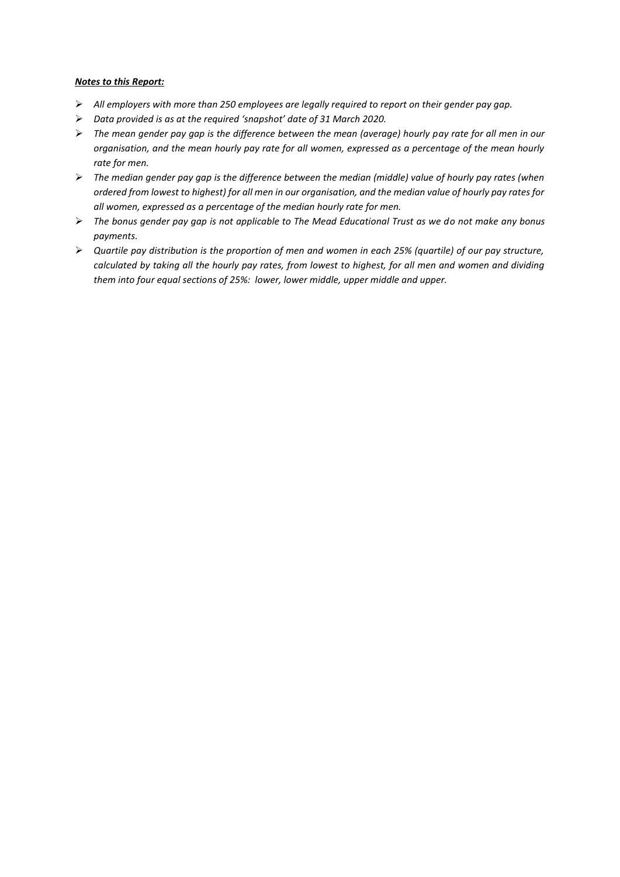***Notes to this Report:***

- *All employers with more than 250 employees are legally required to report on their gender pay gap.*
- *Data provided is as at the required 'snapshot' date of 31 March 2020.*
- *The mean gender pay gap is the difference between the mean (average) hourly pay rate for all men in our organisation, and the mean hourly pay rate for all women, expressed as a percentage of the mean hourly rate for men.*
- *The median gender pay gap is the difference between the median (middle) value of hourly pay rates (when ordered from lowest to highest) for all men in our organisation, and the median value of hourly pay rates for all women, expressed as a percentage of the median hourly rate for men.*
- *The bonus gender pay gap is not applicable to The Mead Educational Trust as we do not make any bonus payments.*
- *Quartile pay distribution is the proportion of men and women in each 25% (quartile) of our pay structure, calculated by taking all the hourly pay rates, from lowest to highest, for all men and women and dividing them into four equal sections of 25%: lower, lower middle, upper middle and upper.*